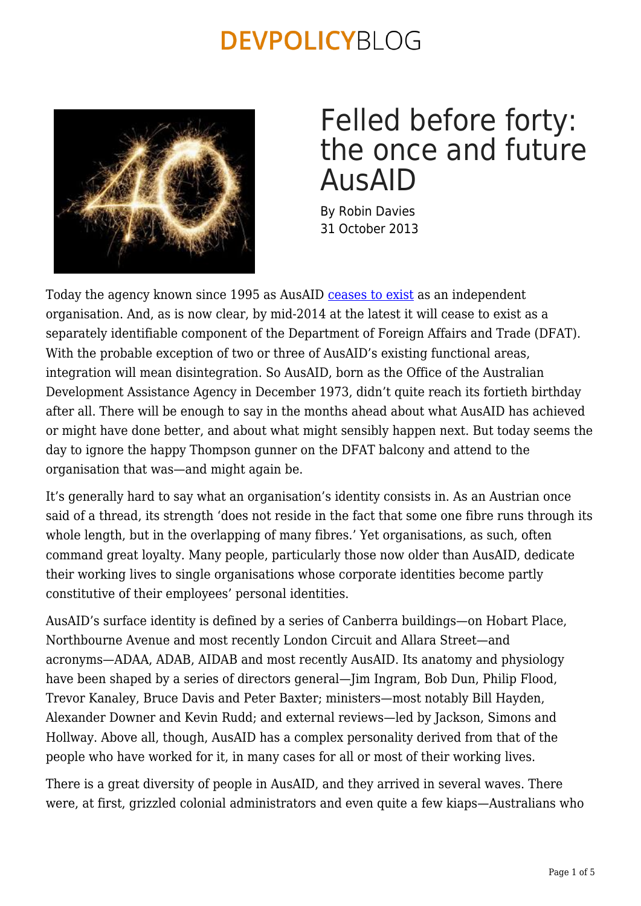DEVPOLICYBLOG

# Felled before forty: the once and future AusAID

By Robin Davies
31 October 2013

Today the agency known since 1995 as AusAID ceases to exist as an independent organisation. And, as is now clear, by mid-2014 at the latest it will cease to exist as a separately identifiable component of the Department of Foreign Affairs and Trade (DFAT). With the probable exception of two or three of AusAID's existing functional areas, integration will mean disintegration. So AusAID, born as the Office of the Australian Development Assistance Agency in December 1973, didn't quite reach its fortieth birthday after all. There will be enough to say in the months ahead about what AusAID has achieved or might have done better, and about what might sensibly happen next. But today seems the day to ignore the happy Thompson gunner on the DFAT balcony and attend to the organisation that was—and might again be.

It's generally hard to say what an organisation's identity consists in. As an Austrian once said of a thread, its strength 'does not reside in the fact that some one fibre runs through its whole length, but in the overlapping of many fibres.' Yet organisations, as such, often command great loyalty. Many people, particularly those now older than AusAID, dedicate their working lives to single organisations whose corporate identities become partly constitutive of their employees' personal identities.

AusAID's surface identity is defined by a series of Canberra buildings—on Hobart Place, Northbourne Avenue and most recently London Circuit and Allara Street—and acronyms—ADAA, ADAB, AIDAB and most recently AusAID. Its anatomy and physiology have been shaped by a series of directors general—Jim Ingram, Bob Dun, Philip Flood, Trevor Kanaley, Bruce Davis and Peter Baxter; ministers—most notably Bill Hayden, Alexander Downer and Kevin Rudd; and external reviews—led by Jackson, Simons and Hollway. Above all, though, AusAID has a complex personality derived from that of the people who have worked for it, in many cases for all or most of their working lives.

There is a great diversity of people in AusAID, and they arrived in several waves. There were, at first, grizzled colonial administrators and even quite a few kiaps—Australians who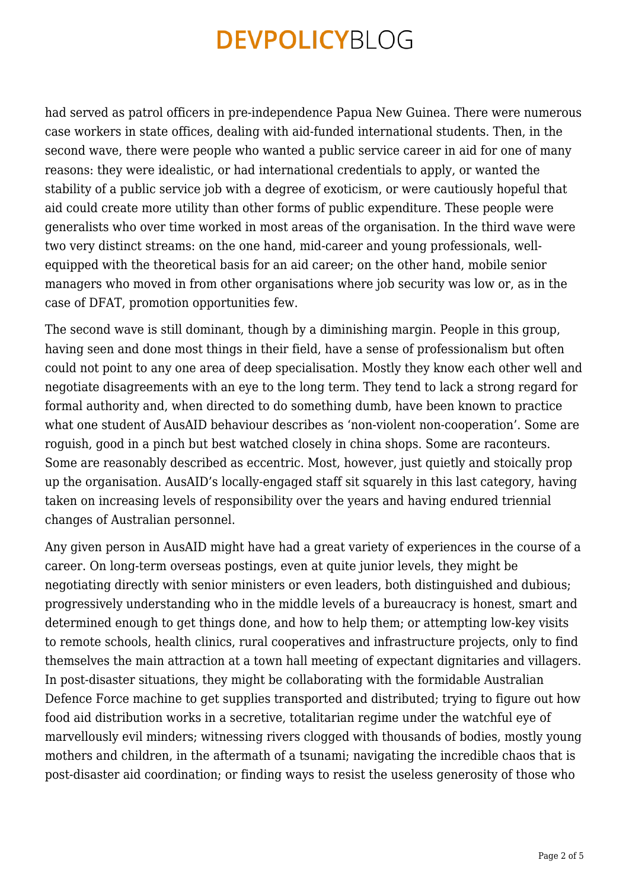had served as patrol officers in pre-independence Papua New Guinea. There were numerous case workers in state offices, dealing with aid-funded international students. Then, in the second wave, there were people who wanted a public service career in aid for one of many reasons: they were idealistic, or had international credentials to apply, or wanted the stability of a public service job with a degree of exoticism, or were cautiously hopeful that aid could create more utility than other forms of public expenditure. These people were generalists who over time worked in most areas of the organisation. In the third wave were two very distinct streams: on the one hand, mid-career and young professionals, well-equipped with the theoretical basis for an aid career; on the other hand, mobile senior managers who moved in from other organisations where job security was low or, as in the case of DFAT, promotion opportunities few.

The second wave is still dominant, though by a diminishing margin. People in this group, having seen and done most things in their field, have a sense of professionalism but often could not point to any one area of deep specialisation. Mostly they know each other well and negotiate disagreements with an eye to the long term. They tend to lack a strong regard for formal authority and, when directed to do something dumb, have been known to practice what one student of AusAID behaviour describes as 'non-violent non-cooperation'. Some are roguish, good in a pinch but best watched closely in china shops. Some are raconteurs. Some are reasonably described as eccentric. Most, however, just quietly and stoically prop up the organisation. AusAID's locally-engaged staff sit squarely in this last category, having taken on increasing levels of responsibility over the years and having endured triennial changes of Australian personnel.

Any given person in AusAID might have had a great variety of experiences in the course of a career. On long-term overseas postings, even at quite junior levels, they might be negotiating directly with senior ministers or even leaders, both distinguished and dubious; progressively understanding who in the middle levels of a bureaucracy is honest, smart and determined enough to get things done, and how to help them; or attempting low-key visits to remote schools, health clinics, rural cooperatives and infrastructure projects, only to find themselves the main attraction at a town hall meeting of expectant dignitaries and villagers. In post-disaster situations, they might be collaborating with the formidable Australian Defence Force machine to get supplies transported and distributed; trying to figure out how food aid distribution works in a secretive, totalitarian regime under the watchful eye of marvellously evil minders; witnessing rivers clogged with thousands of bodies, mostly young mothers and children, in the aftermath of a tsunami; navigating the incredible chaos that is post-disaster aid coordination; or finding ways to resist the useless generosity of those who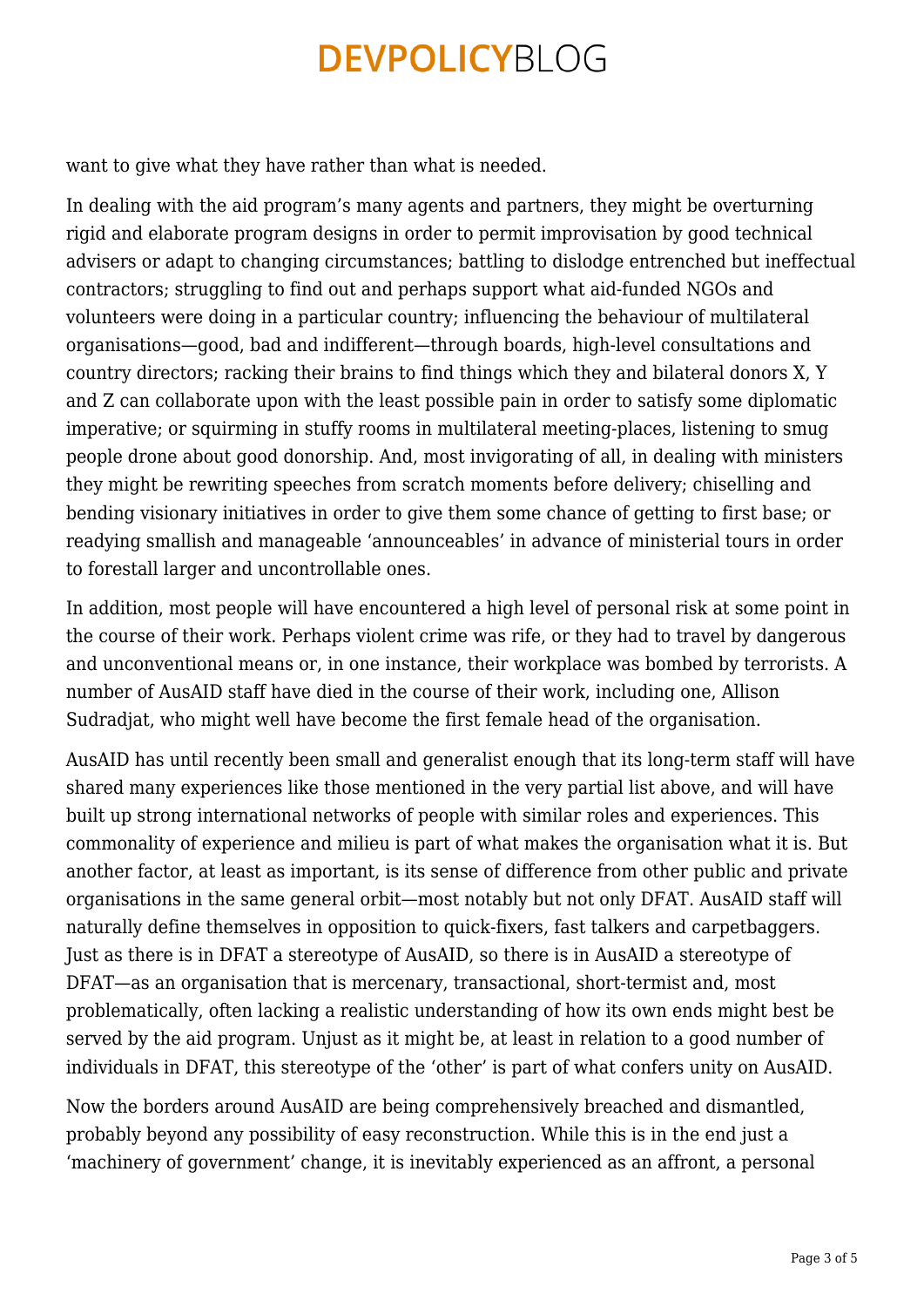want to give what they have rather than what is needed.

In dealing with the aid program's many agents and partners, they might be overturning rigid and elaborate program designs in order to permit improvisation by good technical advisers or adapt to changing circumstances; battling to dislodge entrenched but ineffectual contractors; struggling to find out and perhaps support what aid-funded NGOs and volunteers were doing in a particular country; influencing the behaviour of multilateral organisations—good, bad and indifferent—through boards, high-level consultations and country directors; racking their brains to find things which they and bilateral donors X, Y and Z can collaborate upon with the least possible pain in order to satisfy some diplomatic imperative; or squirming in stuffy rooms in multilateral meeting-places, listening to smug people drone about good donorship. And, most invigorating of all, in dealing with ministers they might be rewriting speeches from scratch moments before delivery; chiselling and bending visionary initiatives in order to give them some chance of getting to first base; or readying smallish and manageable 'announceables' in advance of ministerial tours in order to forestall larger and uncontrollable ones.

In addition, most people will have encountered a high level of personal risk at some point in the course of their work. Perhaps violent crime was rife, or they had to travel by dangerous and unconventional means or, in one instance, their workplace was bombed by terrorists. A number of AusAID staff have died in the course of their work, including one, Allison Sudradjat, who might well have become the first female head of the organisation.

AusAID has until recently been small and generalist enough that its long-term staff will have shared many experiences like those mentioned in the very partial list above, and will have built up strong international networks of people with similar roles and experiences. This commonality of experience and milieu is part of what makes the organisation what it is. But another factor, at least as important, is its sense of difference from other public and private organisations in the same general orbit—most notably but not only DFAT. AusAID staff will naturally define themselves in opposition to quick-fixers, fast talkers and carpetbaggers. Just as there is in DFAT a stereotype of AusAID, so there is in AusAID a stereotype of DFAT—as an organisation that is mercenary, transactional, short-termist and, most problematically, often lacking a realistic understanding of how its own ends might best be served by the aid program. Unjust as it might be, at least in relation to a good number of individuals in DFAT, this stereotype of the 'other' is part of what confers unity on AusAID.

Now the borders around AusAID are being comprehensively breached and dismantled, probably beyond any possibility of easy reconstruction. While this is in the end just a 'machinery of government' change, it is inevitably experienced as an affront, a personal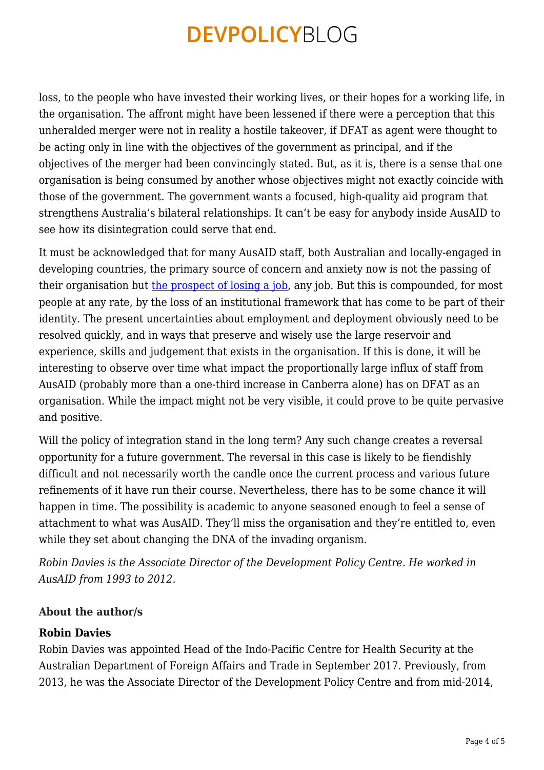loss, to the people who have invested their working lives, or their hopes for a working life, in the organisation. The affront might have been lessened if there were a perception that this unheralded merger were not in reality a hostile takeover, if DFAT as agent were thought to be acting only in line with the objectives of the government as principal, and if the objectives of the merger had been convincingly stated. But, as it is, there is a sense that one organisation is being consumed by another whose objectives might not exactly coincide with those of the government. The government wants a focused, high-quality aid program that strengthens Australia's bilateral relationships. It can't be easy for anybody inside AusAID to see how its disintegration could serve that end.

It must be acknowledged that for many AusAID staff, both Australian and locally-engaged in developing countries, the primary source of concern and anxiety now is not the passing of their organisation but the prospect of losing a job, any job. But this is compounded, for most people at any rate, by the loss of an institutional framework that has come to be part of their identity. The present uncertainties about employment and deployment obviously need to be resolved quickly, and in ways that preserve and wisely use the large reservoir and experience, skills and judgement that exists in the organisation. If this is done, it will be interesting to observe over time what impact the proportionally large influx of staff from AusAID (probably more than a one-third increase in Canberra alone) has on DFAT as an organisation. While the impact might not be very visible, it could prove to be quite pervasive and positive.

Will the policy of integration stand in the long term? Any such change creates a reversal opportunity for a future government. The reversal in this case is likely to be fiendishly difficult and not necessarily worth the candle once the current process and various future refinements of it have run their course. Nevertheless, there has to be some chance it will happen in time. The possibility is academic to anyone seasoned enough to feel a sense of attachment to what was AusAID. They'll miss the organisation and they're entitled to, even while they set about changing the DNA of the invading organism.

*Robin Davies is the Associate Director of the Development Policy Centre. He worked in AusAID from 1993 to 2012.*

**About the author/s**

**Robin Davies**
Robin Davies was appointed Head of the Indo-Pacific Centre for Health Security at the Australian Department of Foreign Affairs and Trade in September 2017. Previously, from 2013, he was the Associate Director of the Development Policy Centre and from mid-2014,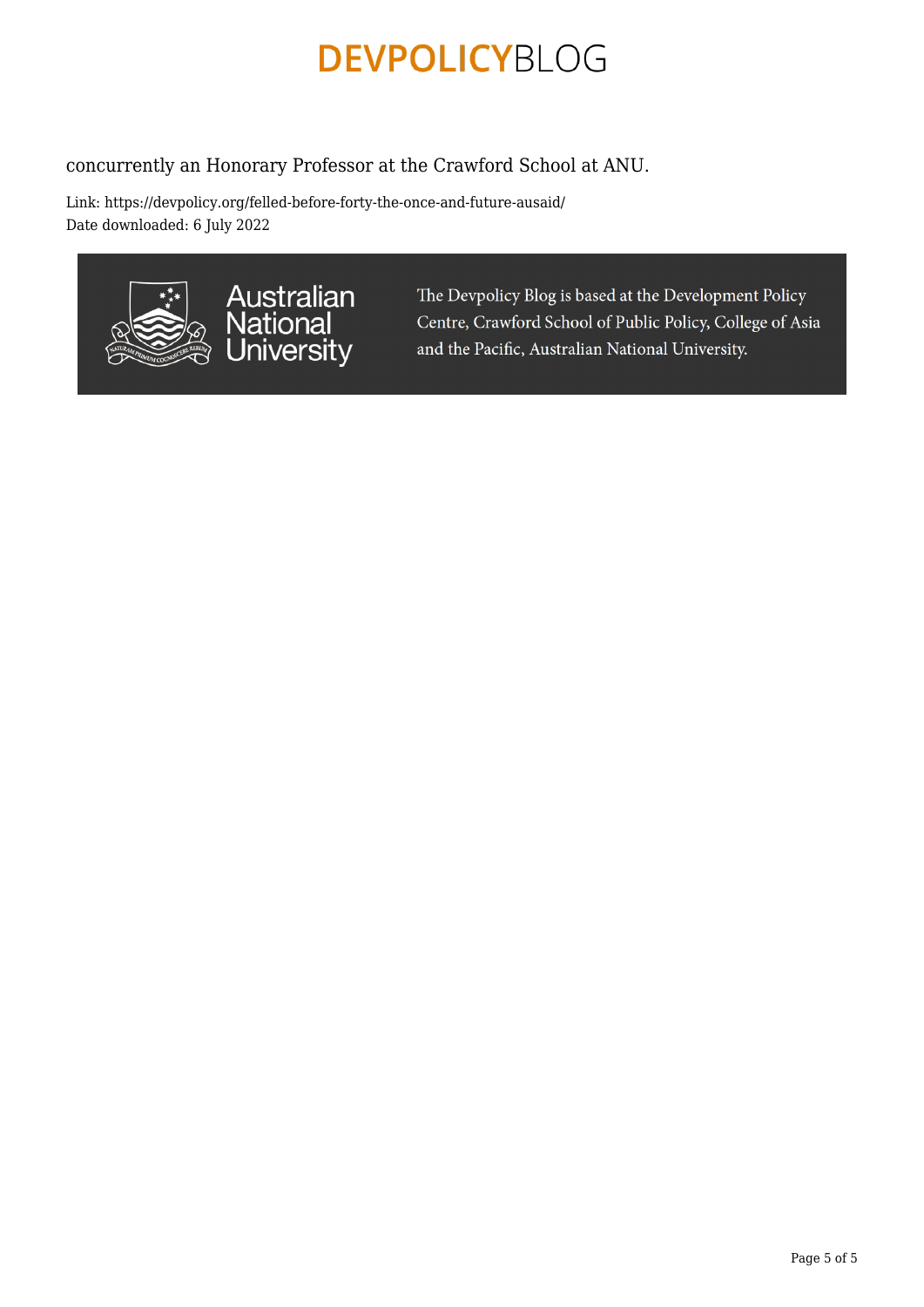concurrently an Honorary Professor at the Crawford School at ANU.

Link: https://devpolicy.org/felled-before-forty-the-once-and-future-ausaid/
Date downloaded: 6 July 2022

Australian National University

The Devpolicy Blog is based at the Development Policy Centre, Crawford School of Public Policy, College of Asia and the Pacific, Australian National University.